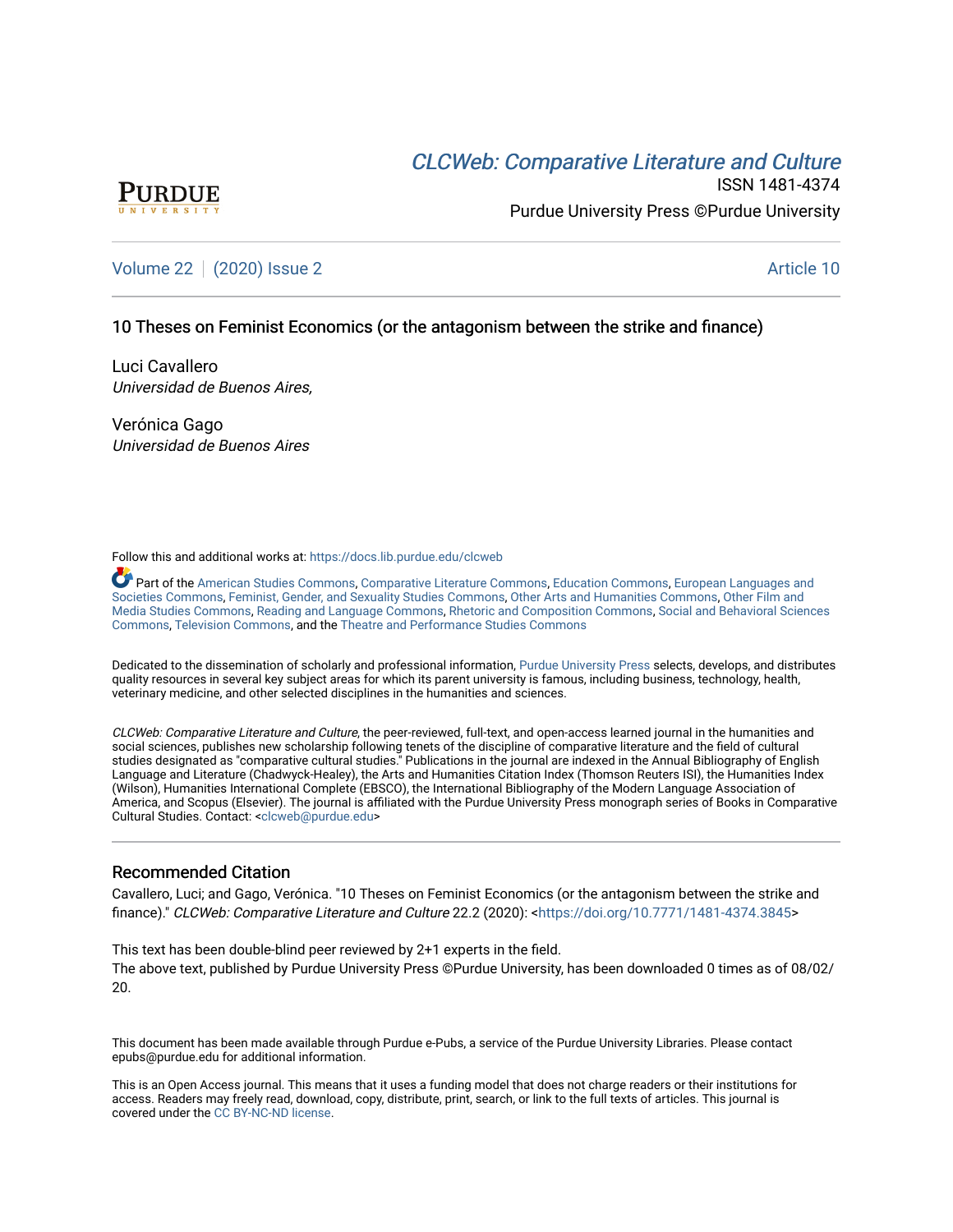CLCWeb: Comparative Literature and Culture

ISSN 1481-4374

Purdue University Press ©Purdue University

Volume 22 | (2020) Issue 2 | Article 10

# 10 Theses on Feminist Economics (or the antagonism between the strike and finance)

Luci Cavallero
*Universidad de Buenos Aires,*

Verónica Gago
*Universidad de Buenos Aires*

Follow this and additional works at: https://docs.lib.purdue.edu/clcweb

Part of the American Studies Commons, Comparative Literature Commons, Education Commons, European Languages and Societies Commons, Feminist, Gender, and Sexuality Studies Commons, Other Arts and Humanities Commons, Other Film and Media Studies Commons, Reading and Language Commons, Rhetoric and Composition Commons, Social and Behavioral Sciences Commons, Television Commons, and the Theatre and Performance Studies Commons

Dedicated to the dissemination of scholarly and professional information, Purdue University Press selects, develops, and distributes quality resources in several key subject areas for which its parent university is famous, including business, technology, health, veterinary medicine, and other selected disciplines in the humanities and sciences.

*CLCWeb: Comparative Literature and Culture*, the peer-reviewed, full-text, and open-access learned journal in the humanities and social sciences, publishes new scholarship following tenets of the discipline of comparative literature and the field of cultural studies designated as "comparative cultural studies." Publications in the journal are indexed in the Annual Bibliography of English Language and Literature (Chadwyck-Healey), the Arts and Humanities Citation Index (Thomson Reuters ISI), the Humanities Index (Wilson), Humanities International Complete (EBSCO), the International Bibliography of the Modern Language Association of America, and Scopus (Elsevier). The journal is affiliated with the Purdue University Press monograph series of Books in Comparative Cultural Studies. Contact: <clcweb@purdue.edu>

## Recommended Citation

Cavallero, Luci; and Gago, Verónica. "10 Theses on Feminist Economics (or the antagonism between the strike and finance)." *CLCWeb: Comparative Literature and Culture* 22.2 (2020): <https://doi.org/10.7771/1481-4374.3845>

This text has been double-blind peer reviewed by 2+1 experts in the field.
The above text, published by Purdue University Press ©Purdue University, has been downloaded 0 times as of 08/02/20.

This document has been made available through Purdue e-Pubs, a service of the Purdue University Libraries. Please contact epubs@purdue.edu for additional information.

This is an Open Access journal. This means that it uses a funding model that does not charge readers or their institutions for access. Readers may freely read, download, copy, distribute, print, search, or link to the full texts of articles. This journal is covered under the CC BY-NC-ND license.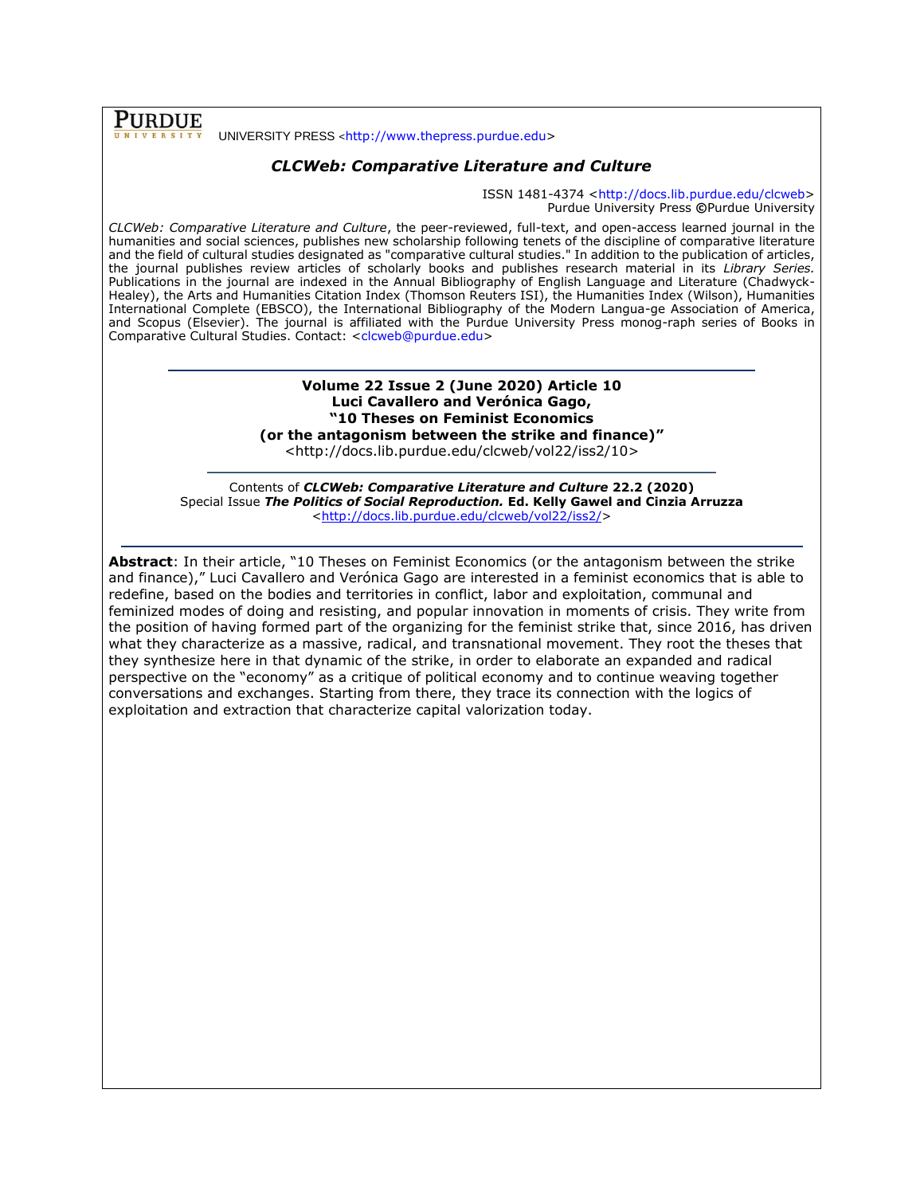PURDUE UNIVERSITY PRESS <http://www.thepress.purdue.edu>

***CLCWeb: Comparative Literature and Culture***

ISSN 1481-4374 <http://docs.lib.purdue.edu/clcweb>
Purdue University Press ©Purdue University

*CLCWeb: Comparative Literature and Culture*, the peer-reviewed, full-text, and open-access learned journal in the humanities and social sciences, publishes new scholarship following tenets of the discipline of comparative literature and the field of cultural studies designated as "comparative cultural studies." In addition to the publication of articles, the journal publishes review articles of scholarly books and publishes research material in its *Library Series.* Publications in the journal are indexed in the Annual Bibliography of English Language and Literature (Chadwyck-Healey), the Arts and Humanities Citation Index (Thomson Reuters ISI), the Humanities Index (Wilson), Humanities International Complete (EBSCO), the International Bibliography of the Modern Langua-ge Association of America, and Scopus (Elsevier). The journal is affiliated with the Purdue University Press monog-raph series of Books in Comparative Cultural Studies. Contact: <clcweb@purdue.edu>

**Volume 22 Issue 2 (June 2020) Article 10**
**Luci Cavallero and Verónica Gago,**
**"10 Theses on Feminist Economics**
**(or the antagonism between the strike and finance)"**
<http://docs.lib.purdue.edu/clcweb/vol22/iss2/10>

Contents of ***CLCWeb: Comparative Literature and Culture*** **22.2 (2020)**
Special Issue ***The Politics of Social Reproduction.*** **Ed. Kelly Gawel and Cinzia Arruzza**
<http://docs.lib.purdue.edu/clcweb/vol22/iss2/>

**Abstract**: In their article, "10 Theses on Feminist Economics (or the antagonism between the strike and finance)," Luci Cavallero and Verónica Gago are interested in a feminist economics that is able to redefine, based on the bodies and territories in conflict, labor and exploitation, communal and feminized modes of doing and resisting, and popular innovation in moments of crisis. They write from the position of having formed part of the organizing for the feminist strike that, since 2016, has driven what they characterize as a massive, radical, and transnational movement. They root the theses that they synthesize here in that dynamic of the strike, in order to elaborate an expanded and radical perspective on the "economy" as a critique of political economy and to continue weaving together conversations and exchanges. Starting from there, they trace its connection with the logics of exploitation and extraction that characterize capital valorization today.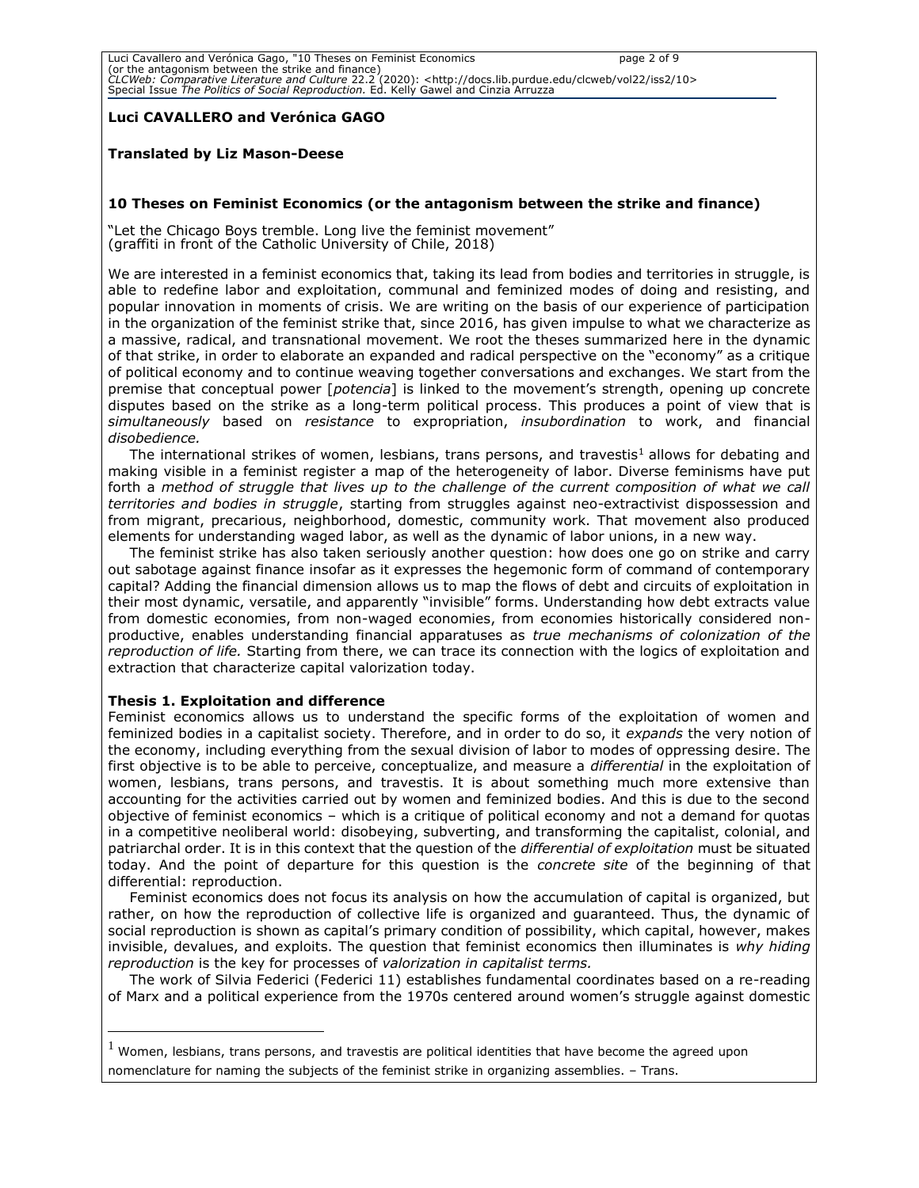**Luci CAVALLERO and Verónica GAGO**

**Translated by Liz Mason-Deese**

## 10 Theses on Feminist Economics (or the antagonism between the strike and finance)

"Let the Chicago Boys tremble. Long live the feminist movement"
(graffiti in front of the Catholic University of Chile, 2018)

We are interested in a feminist economics that, taking its lead from bodies and territories in struggle, is able to redefine labor and exploitation, communal and feminized modes of doing and resisting, and popular innovation in moments of crisis. We are writing on the basis of our experience of participation in the organization of the feminist strike that, since 2016, has given impulse to what we characterize as a massive, radical, and transnational movement. We root the theses summarized here in the dynamic of that strike, in order to elaborate an expanded and radical perspective on the "economy" as a critique of political economy and to continue weaving together conversations and exchanges. We start from the premise that conceptual power [*potencia*] is linked to the movement's strength, opening up concrete disputes based on the strike as a long-term political process. This produces a point of view that is *simultaneously* based on *resistance* to expropriation, *insubordination* to work, and financial *disobedience.*

The international strikes of women, lesbians, trans persons, and travestis[1] allows for debating and making visible in a feminist register a map of the heterogeneity of labor. Diverse feminisms have put forth a *method of struggle that lives up to the challenge of the current composition of what we call territories and bodies in struggle*, starting from struggles against neo-extractivist dispossession and from migrant, precarious, neighborhood, domestic, community work. That movement also produced elements for understanding waged labor, as well as the dynamic of labor unions, in a new way.

The feminist strike has also taken seriously another question: how does one go on strike and carry out sabotage against finance insofar as it expresses the hegemonic form of command of contemporary capital? Adding the financial dimension allows us to map the flows of debt and circuits of exploitation in their most dynamic, versatile, and apparently "invisible" forms. Understanding how debt extracts value from domestic economies, from non-waged economies, from economies historically considered non-productive, enables understanding financial apparatuses as *true mechanisms of colonization of the reproduction of life.* Starting from there, we can trace its connection with the logics of exploitation and extraction that characterize capital valorization today.

### Thesis 1. Exploitation and difference

Feminist economics allows us to understand the specific forms of the exploitation of women and feminized bodies in a capitalist society. Therefore, and in order to do so, it *expands* the very notion of the economy, including everything from the sexual division of labor to modes of oppressing desire. The first objective is to be able to perceive, conceptualize, and measure a *differential* in the exploitation of women, lesbians, trans persons, and travestis. It is about something much more extensive than accounting for the activities carried out by women and feminized bodies. And this is due to the second objective of feminist economics – which is a critique of political economy and not a demand for quotas in a competitive neoliberal world: disobeying, subverting, and transforming the capitalist, colonial, and patriarchal order. It is in this context that the question of the *differential of exploitation* must be situated today. And the point of departure for this question is the *concrete site* of the beginning of that differential: reproduction.

Feminist economics does not focus its analysis on how the accumulation of capital is organized, but rather, on how the reproduction of collective life is organized and guaranteed. Thus, the dynamic of social reproduction is shown as capital's primary condition of possibility, which capital, however, makes invisible, devalues, and exploits. The question that feminist economics then illuminates is *why hiding reproduction* is the key for processes of *valorization in capitalist terms.*

The work of Silvia Federici (Federici 11) establishes fundamental coordinates based on a re-reading of Marx and a political experience from the 1970s centered around women's struggle against domestic

[1] Women, lesbians, trans persons, and travestis are political identities that have become the agreed upon nomenclature for naming the subjects of the feminist strike in organizing assemblies. – Trans.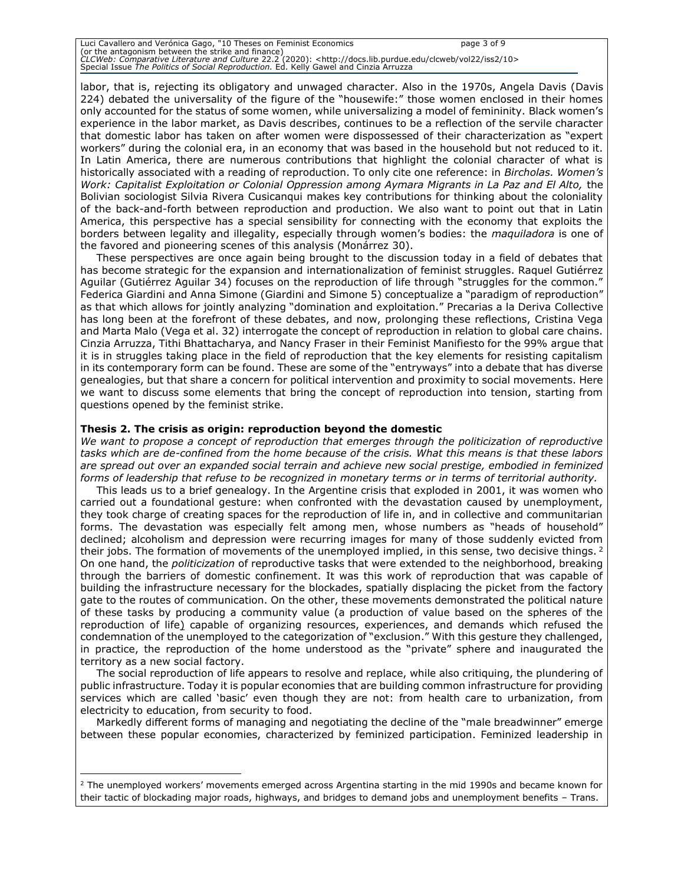labor, that is, rejecting its obligatory and unwaged character. Also in the 1970s, Angela Davis (Davis 224) debated the universality of the figure of the "housewife:" those women enclosed in their homes only accounted for the status of some women, while universalizing a model of femininity. Black women's experience in the labor market, as Davis describes, continues to be a reflection of the servile character that domestic labor has taken on after women were dispossessed of their characterization as "expert workers" during the colonial era, in an economy that was based in the household but not reduced to it. In Latin America, there are numerous contributions that highlight the colonial character of what is historically associated with a reading of reproduction. To only cite one reference: in *Bircholas. Women's Work: Capitalist Exploitation or Colonial Oppression among Aymara Migrants in La Paz and El Alto,* the Bolivian sociologist Silvia Rivera Cusicanqui makes key contributions for thinking about the coloniality of the back-and-forth between reproduction and production. We also want to point out that in Latin America, this perspective has a special sensibility for connecting with the economy that exploits the borders between legality and illegality, especially through women's bodies: the *maquiladora* is one of the favored and pioneering scenes of this analysis (Monárrez 30).

These perspectives are once again being brought to the discussion today in a field of debates that has become strategic for the expansion and internationalization of feminist struggles. Raquel Gutiérrez Aguilar (Gutiérrez Aguilar 34) focuses on the reproduction of life through "struggles for the common." Federica Giardini and Anna Simone (Giardini and Simone 5) conceptualize a "paradigm of reproduction" as that which allows for jointly analyzing "domination and exploitation." Precarias a la Deriva Collective has long been at the forefront of these debates, and now, prolonging these reflections, Cristina Vega and Marta Malo (Vega et al. 32) interrogate the concept of reproduction in relation to global care chains. Cinzia Arruzza, Tithi Bhattacharya, and Nancy Fraser in their Feminist Manifiesto for the 99% argue that it is in struggles taking place in the field of reproduction that the key elements for resisting capitalism in its contemporary form can be found. These are some of the "entryways" into a debate that has diverse genealogies, but that share a concern for political intervention and proximity to social movements. Here we want to discuss some elements that bring the concept of reproduction into tension, starting from questions opened by the feminist strike.

**Thesis 2. The crisis as origin: reproduction beyond the domestic**

*We want to propose a concept of reproduction that emerges through the politicization of reproductive tasks which are de-confined from the home because of the crisis. What this means is that these labors are spread out over an expanded social terrain and achieve new social prestige, embodied in feminized forms of leadership that refuse to be recognized in monetary terms or in terms of territorial authority.*

This leads us to a brief genealogy. In the Argentine crisis that exploded in 2001, it was women who carried out a foundational gesture: when confronted with the devastation caused by unemployment, they took charge of creating spaces for the reproduction of life in, and in collective and communitarian forms. The devastation was especially felt among men, whose numbers as "heads of household" declined; alcoholism and depression were recurring images for many of those suddenly evicted from their jobs. The formation of movements of the unemployed implied, in this sense, two decisive things.[2] On one hand, the *politicization* of reproductive tasks that were extended to the neighborhood, breaking through the barriers of domestic confinement. It was this work of reproduction that was capable of building the infrastructure necessary for the blockades, spatially displacing the picket from the factory gate to the routes of communication. On the other, these movements demonstrated the political nature of these tasks by producing a community value (a production of value based on the spheres of the reproduction of life) capable of organizing resources, experiences, and demands which refused the condemnation of the unemployed to the categorization of "exclusion." With this gesture they challenged, in practice, the reproduction of the home understood as the "private" sphere and inaugurated the territory as a new social factory.

The social reproduction of life appears to resolve and replace, while also critiquing, the plundering of public infrastructure. Today it is popular economies that are building common infrastructure for providing services which are called 'basic' even though they are not: from health care to urbanization, from electricity to education, from security to food.

Markedly different forms of managing and negotiating the decline of the "male breadwinner" emerge between these popular economies, characterized by feminized participation. Feminized leadership in

[2] The unemployed workers' movements emerged across Argentina starting in the mid 1990s and became known for their tactic of blockading major roads, highways, and bridges to demand jobs and unemployment benefits – Trans.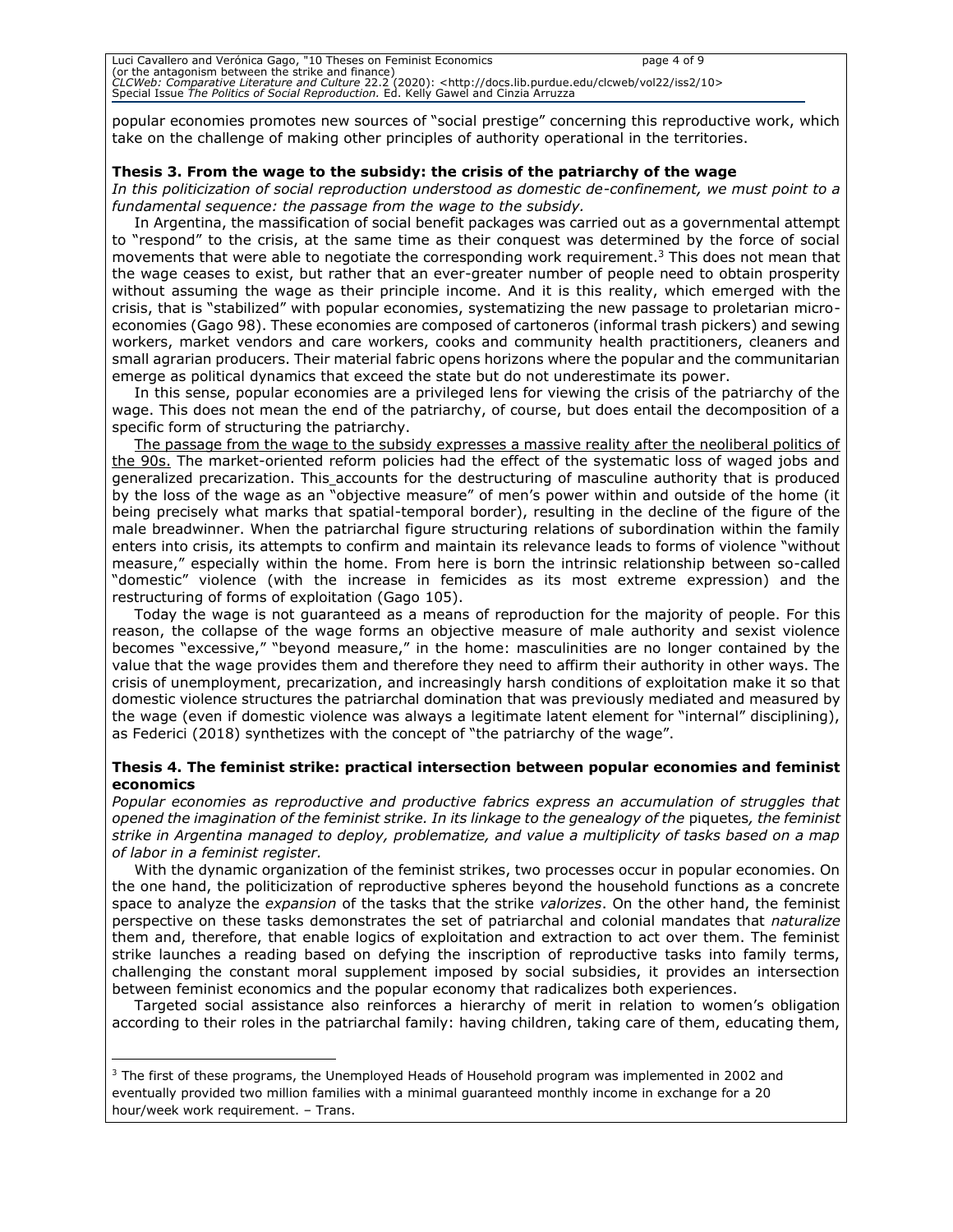popular economies promotes new sources of "social prestige" concerning this reproductive work, which take on the challenge of making other principles of authority operational in the territories.

**Thesis 3. From the wage to the subsidy: the crisis of the patriarchy of the wage**

*In this politicization of social reproduction understood as domestic de-confinement, we must point to a fundamental sequence: the passage from the wage to the subsidy.*

In Argentina, the massification of social benefit packages was carried out as a governmental attempt to "respond" to the crisis, at the same time as their conquest was determined by the force of social movements that were able to negotiate the corresponding work requirement.[3] This does not mean that the wage ceases to exist, but rather that an ever-greater number of people need to obtain prosperity without assuming the wage as their principle income. And it is this reality, which emerged with the crisis, that is "stabilized" with popular economies, systematizing the new passage to proletarian micro-economies (Gago 98). These economies are composed of cartoneros (informal trash pickers) and sewing workers, market vendors and care workers, cooks and community health practitioners, cleaners and small agrarian producers. Their material fabric opens horizons where the popular and the communitarian emerge as political dynamics that exceed the state but do not underestimate its power.

In this sense, popular economies are a privileged lens for viewing the crisis of the patriarchy of the wage. This does not mean the end of the patriarchy, of course, but does entail the decomposition of a specific form of structuring the patriarchy.

The passage from the wage to the subsidy expresses a massive reality after the neoliberal politics of the 90s. The market-oriented reform policies had the effect of the systematic loss of waged jobs and generalized precarization. This accounts for the destructuring of masculine authority that is produced by the loss of the wage as an "objective measure" of men's power within and outside of the home (it being precisely what marks that spatial-temporal border), resulting in the decline of the figure of the male breadwinner. When the patriarchal figure structuring relations of subordination within the family enters into crisis, its attempts to confirm and maintain its relevance leads to forms of violence "without measure," especially within the home. From here is born the intrinsic relationship between so-called "domestic" violence (with the increase in femicides as its most extreme expression) and the restructuring of forms of exploitation (Gago 105).

Today the wage is not guaranteed as a means of reproduction for the majority of people. For this reason, the collapse of the wage forms an objective measure of male authority and sexist violence becomes "excessive," "beyond measure," in the home: masculinities are no longer contained by the value that the wage provides them and therefore they need to affirm their authority in other ways. The crisis of unemployment, precarization, and increasingly harsh conditions of exploitation make it so that domestic violence structures the patriarchal domination that was previously mediated and measured by the wage (even if domestic violence was always a legitimate latent element for "internal" disciplining), as Federici (2018) synthetizes with the concept of "the patriarchy of the wage".

**Thesis 4. The feminist strike: practical intersection between popular economies and feminist economics**

*Popular economies as reproductive and productive fabrics express an accumulation of struggles that opened the imagination of the feminist strike. In its linkage to the genealogy of the* piquetes*, the feminist strike in Argentina managed to deploy, problematize, and value a multiplicity of tasks based on a map of labor in a feminist register.*

With the dynamic organization of the feminist strikes, two processes occur in popular economies. On the one hand, the politicization of reproductive spheres beyond the household functions as a concrete space to analyze the *expansion* of the tasks that the strike *valorizes*. On the other hand, the feminist perspective on these tasks demonstrates the set of patriarchal and colonial mandates that *naturalize* them and, therefore, that enable logics of exploitation and extraction to act over them. The feminist strike launches a reading based on defying the inscription of reproductive tasks into family terms, challenging the constant moral supplement imposed by social subsidies, it provides an intersection between feminist economics and the popular economy that radicalizes both experiences.

Targeted social assistance also reinforces a hierarchy of merit in relation to women's obligation according to their roles in the patriarchal family: having children, taking care of them, educating them,

[3] The first of these programs, the Unemployed Heads of Household program was implemented in 2002 and eventually provided two million families with a minimal guaranteed monthly income in exchange for a 20 hour/week work requirement. – Trans.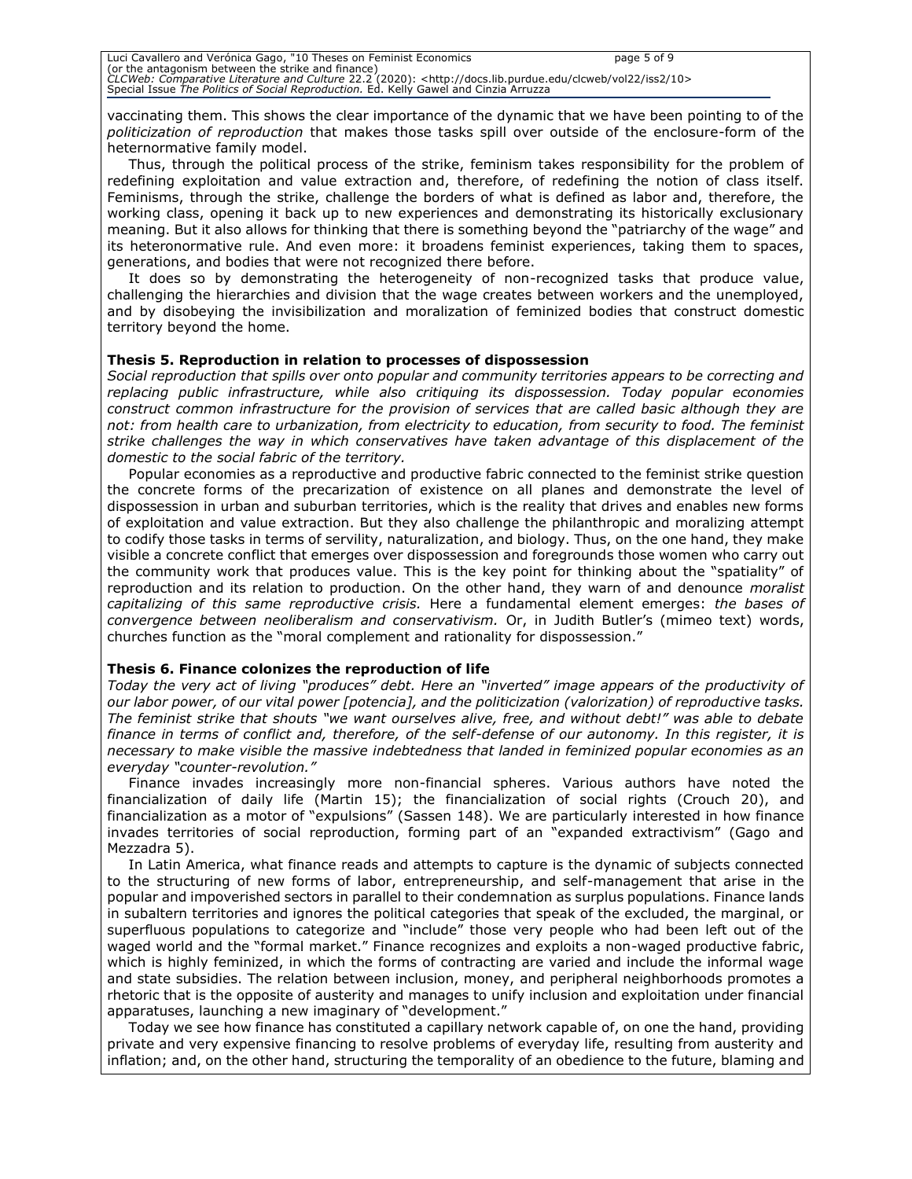vaccinating them. This shows the clear importance of the dynamic that we have been pointing to of the *politicization of reproduction* that makes those tasks spill over outside of the enclosure-form of the heternormative family model.

Thus, through the political process of the strike, feminism takes responsibility for the problem of redefining exploitation and value extraction and, therefore, of redefining the notion of class itself. Feminisms, through the strike, challenge the borders of what is defined as labor and, therefore, the working class, opening it back up to new experiences and demonstrating its historically exclusionary meaning. But it also allows for thinking that there is something beyond the "patriarchy of the wage" and its heteronormative rule. And even more: it broadens feminist experiences, taking them to spaces, generations, and bodies that were not recognized there before.

It does so by demonstrating the heterogeneity of non-recognized tasks that produce value, challenging the hierarchies and division that the wage creates between workers and the unemployed, and by disobeying the invisibilization and moralization of feminized bodies that construct domestic territory beyond the home.

**Thesis 5. Reproduction in relation to processes of dispossession**

*Social reproduction that spills over onto popular and community territories appears to be correcting and replacing public infrastructure, while also critiquing its dispossession. Today popular economies construct common infrastructure for the provision of services that are called basic although they are not: from health care to urbanization, from electricity to education, from security to food. The feminist strike challenges the way in which conservatives have taken advantage of this displacement of the domestic to the social fabric of the territory.*

Popular economies as a reproductive and productive fabric connected to the feminist strike question the concrete forms of the precarization of existence on all planes and demonstrate the level of dispossession in urban and suburban territories, which is the reality that drives and enables new forms of exploitation and value extraction. But they also challenge the philanthropic and moralizing attempt to codify those tasks in terms of servility, naturalization, and biology. Thus, on the one hand, they make visible a concrete conflict that emerges over dispossession and foregrounds those women who carry out the community work that produces value. This is the key point for thinking about the "spatiality" of reproduction and its relation to production. On the other hand, they warn of and denounce *moralist capitalizing of this same reproductive crisis.* Here a fundamental element emerges: *the bases of convergence between neoliberalism and conservativism.* Or, in Judith Butler's (mimeo text) words, churches function as the "moral complement and rationality for dispossession."

**Thesis 6. Finance colonizes the reproduction of life**

*Today the very act of living "produces" debt. Here an "inverted" image appears of the productivity of our labor power, of our vital power [potencia], and the politicization (valorization) of reproductive tasks. The feminist strike that shouts "we want ourselves alive, free, and without debt!" was able to debate finance in terms of conflict and, therefore, of the self-defense of our autonomy. In this register, it is necessary to make visible the massive indebtedness that landed in feminized popular economies as an everyday "counter-revolution."*

Finance invades increasingly more non-financial spheres. Various authors have noted the financialization of daily life (Martin 15); the financialization of social rights (Crouch 20), and financialization as a motor of "expulsions" (Sassen 148). We are particularly interested in how finance invades territories of social reproduction, forming part of an "expanded extractivism" (Gago and Mezzadra 5).

In Latin America, what finance reads and attempts to capture is the dynamic of subjects connected to the structuring of new forms of labor, entrepreneurship, and self-management that arise in the popular and impoverished sectors in parallel to their condemnation as surplus populations. Finance lands in subaltern territories and ignores the political categories that speak of the excluded, the marginal, or superfluous populations to categorize and "include" those very people who had been left out of the waged world and the "formal market." Finance recognizes and exploits a non-waged productive fabric, which is highly feminized, in which the forms of contracting are varied and include the informal wage and state subsidies. The relation between inclusion, money, and peripheral neighborhoods promotes a rhetoric that is the opposite of austerity and manages to unify inclusion and exploitation under financial apparatuses, launching a new imaginary of "development."

Today we see how finance has constituted a capillary network capable of, on one the hand, providing private and very expensive financing to resolve problems of everyday life, resulting from austerity and inflation; and, on the other hand, structuring the temporality of an obedience to the future, blaming and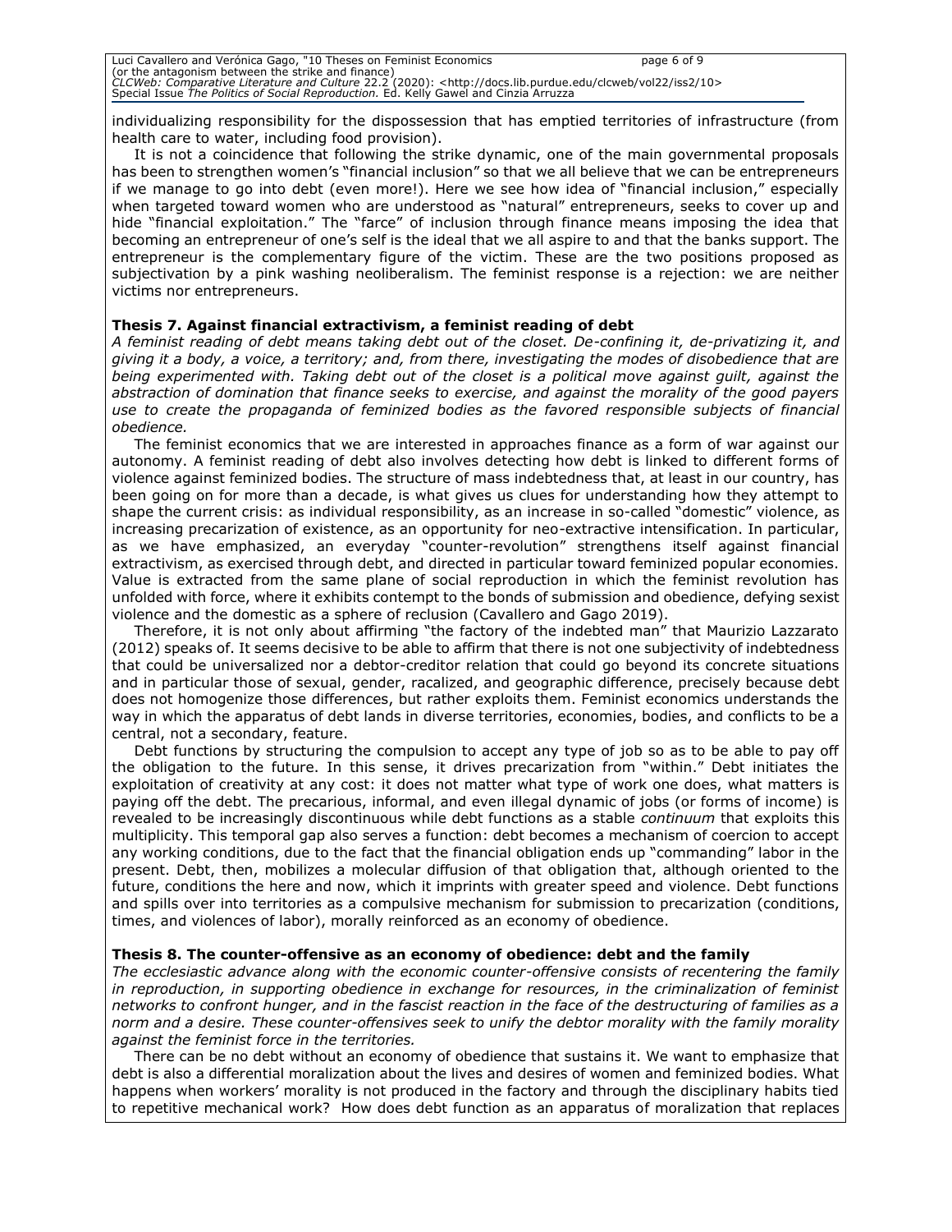individualizing responsibility for the dispossession that has emptied territories of infrastructure (from health care to water, including food provision).

It is not a coincidence that following the strike dynamic, one of the main governmental proposals has been to strengthen women's "financial inclusion" so that we all believe that we can be entrepreneurs if we manage to go into debt (even more!). Here we see how idea of "financial inclusion," especially when targeted toward women who are understood as "natural" entrepreneurs, seeks to cover up and hide "financial exploitation." The "farce" of inclusion through finance means imposing the idea that becoming an entrepreneur of one's self is the ideal that we all aspire to and that the banks support. The entrepreneur is the complementary figure of the victim. These are the two positions proposed as subjectivation by a pink washing neoliberalism. The feminist response is a rejection: we are neither victims nor entrepreneurs.

**Thesis 7. Against financial extractivism, a feminist reading of debt**

*A feminist reading of debt means taking debt out of the closet. De-confining it, de-privatizing it, and giving it a body, a voice, a territory; and, from there, investigating the modes of disobedience that are being experimented with. Taking debt out of the closet is a political move against guilt, against the abstraction of domination that finance seeks to exercise, and against the morality of the good payers use to create the propaganda of feminized bodies as the favored responsible subjects of financial obedience.*

The feminist economics that we are interested in approaches finance as a form of war against our autonomy. A feminist reading of debt also involves detecting how debt is linked to different forms of violence against feminized bodies. The structure of mass indebtedness that, at least in our country, has been going on for more than a decade, is what gives us clues for understanding how they attempt to shape the current crisis: as individual responsibility, as an increase in so-called "domestic" violence, as increasing precarization of existence, as an opportunity for neo-extractive intensification. In particular, as we have emphasized, an everyday "counter-revolution" strengthens itself against financial extractivism, as exercised through debt, and directed in particular toward feminized popular economies. Value is extracted from the same plane of social reproduction in which the feminist revolution has unfolded with force, where it exhibits contempt to the bonds of submission and obedience, defying sexist violence and the domestic as a sphere of reclusion (Cavallero and Gago 2019).

Therefore, it is not only about affirming "the factory of the indebted man" that Maurizio Lazzarato (2012) speaks of. It seems decisive to be able to affirm that there is not one subjectivity of indebtedness that could be universalized nor a debtor-creditor relation that could go beyond its concrete situations and in particular those of sexual, gender, racalized, and geographic difference, precisely because debt does not homogenize those differences, but rather exploits them. Feminist economics understands the way in which the apparatus of debt lands in diverse territories, economies, bodies, and conflicts to be a central, not a secondary, feature.

Debt functions by structuring the compulsion to accept any type of job so as to be able to pay off the obligation to the future. In this sense, it drives precarization from "within." Debt initiates the exploitation of creativity at any cost: it does not matter what type of work one does, what matters is paying off the debt. The precarious, informal, and even illegal dynamic of jobs (or forms of income) is revealed to be increasingly discontinuous while debt functions as a stable *continuum* that exploits this multiplicity. This temporal gap also serves a function: debt becomes a mechanism of coercion to accept any working conditions, due to the fact that the financial obligation ends up "commanding" labor in the present. Debt, then, mobilizes a molecular diffusion of that obligation that, although oriented to the future, conditions the here and now, which it imprints with greater speed and violence. Debt functions and spills over into territories as a compulsive mechanism for submission to precarization (conditions, times, and violences of labor), morally reinforced as an economy of obedience.

**Thesis 8. The counter-offensive as an economy of obedience: debt and the family**

*The ecclesiastic advance along with the economic counter-offensive consists of recentering the family in reproduction, in supporting obedience in exchange for resources, in the criminalization of feminist networks to confront hunger, and in the fascist reaction in the face of the destructuring of families as a norm and a desire. These counter-offensives seek to unify the debtor morality with the family morality against the feminist force in the territories.*

There can be no debt without an economy of obedience that sustains it. We want to emphasize that debt is also a differential moralization about the lives and desires of women and feminized bodies. What happens when workers' morality is not produced in the factory and through the disciplinary habits tied to repetitive mechanical work? How does debt function as an apparatus of moralization that replaces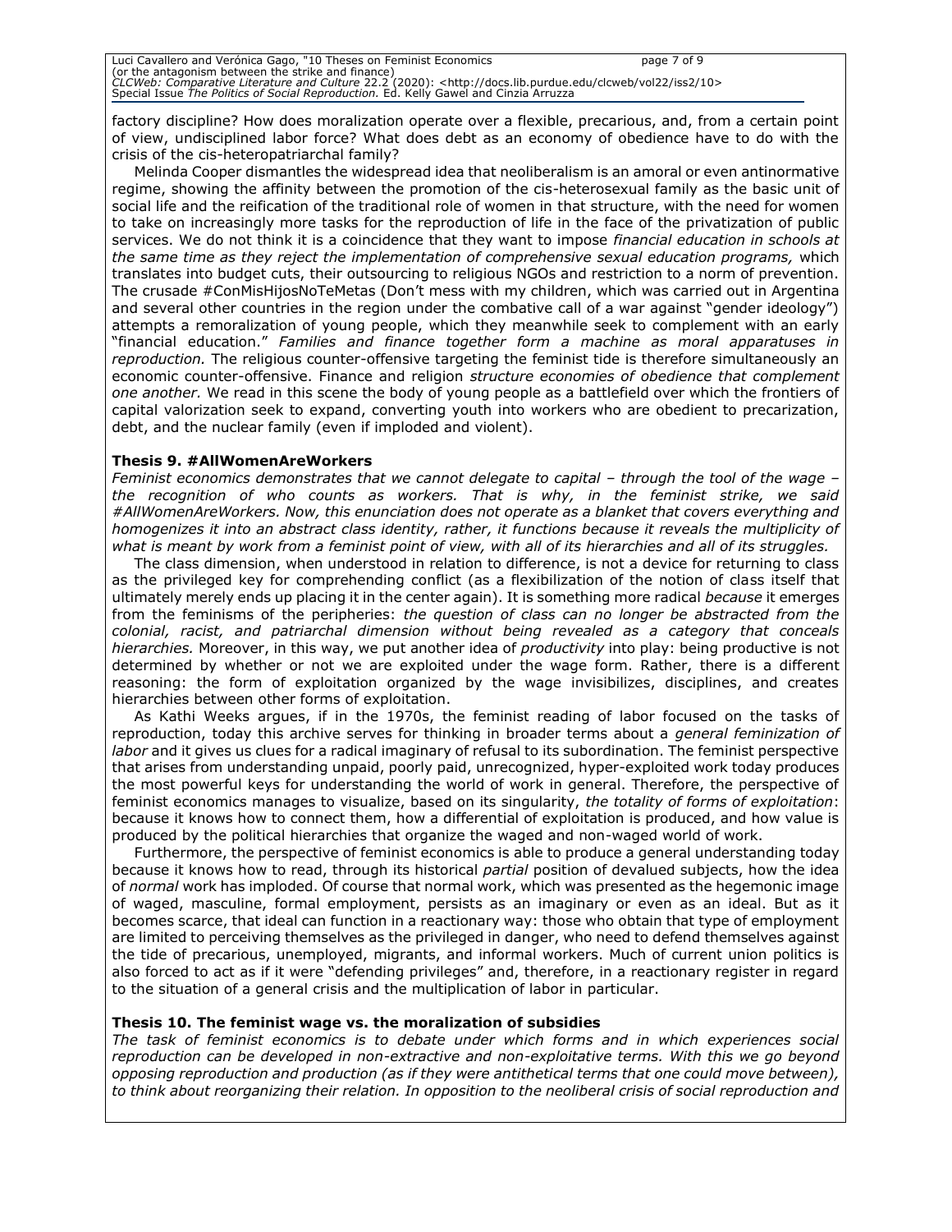factory discipline? How does moralization operate over a flexible, precarious, and, from a certain point of view, undisciplined labor force? What does debt as an economy of obedience have to do with the crisis of the cis-heteropatriarchal family?

Melinda Cooper dismantles the widespread idea that neoliberalism is an amoral or even antinormative regime, showing the affinity between the promotion of the cis-heterosexual family as the basic unit of social life and the reification of the traditional role of women in that structure, with the need for women to take on increasingly more tasks for the reproduction of life in the face of the privatization of public services. We do not think it is a coincidence that they want to impose *financial education in schools at the same time as they reject the implementation of comprehensive sexual education programs,* which translates into budget cuts, their outsourcing to religious NGOs and restriction to a norm of prevention. The crusade #ConMisHijosNoTeMetas (Don't mess with my children, which was carried out in Argentina and several other countries in the region under the combative call of a war against "gender ideology") attempts a remoralization of young people, which they meanwhile seek to complement with an early "financial education." *Families and finance together form a machine as moral apparatuses in reproduction.* The religious counter-offensive targeting the feminist tide is therefore simultaneously an economic counter-offensive. Finance and religion *structure economies of obedience that complement one another.* We read in this scene the body of young people as a battlefield over which the frontiers of capital valorization seek to expand, converting youth into workers who are obedient to precarization, debt, and the nuclear family (even if imploded and violent).

**Thesis 9. #AllWomenAreWorkers**

*Feminist economics demonstrates that we cannot delegate to capital – through the tool of the wage – the recognition of who counts as workers. That is why, in the feminist strike, we said #AllWomenAreWorkers. Now, this enunciation does not operate as a blanket that covers everything and homogenizes it into an abstract class identity, rather, it functions because it reveals the multiplicity of what is meant by work from a feminist point of view, with all of its hierarchies and all of its struggles.*

The class dimension, when understood in relation to difference, is not a device for returning to class as the privileged key for comprehending conflict (as a flexibilization of the notion of class itself that ultimately merely ends up placing it in the center again). It is something more radical *because* it emerges from the feminisms of the peripheries: *the question of class can no longer be abstracted from the colonial, racist, and patriarchal dimension without being revealed as a category that conceals hierarchies.* Moreover, in this way, we put another idea of *productivity* into play: being productive is not determined by whether or not we are exploited under the wage form. Rather, there is a different reasoning: the form of exploitation organized by the wage invisibilizes, disciplines, and creates hierarchies between other forms of exploitation.

As Kathi Weeks argues, if in the 1970s, the feminist reading of labor focused on the tasks of reproduction, today this archive serves for thinking in broader terms about a *general feminization of labor* and it gives us clues for a radical imaginary of refusal to its subordination. The feminist perspective that arises from understanding unpaid, poorly paid, unrecognized, hyper-exploited work today produces the most powerful keys for understanding the world of work in general. Therefore, the perspective of feminist economics manages to visualize, based on its singularity, *the totality of forms of exploitation*: because it knows how to connect them, how a differential of exploitation is produced, and how value is produced by the political hierarchies that organize the waged and non-waged world of work.

Furthermore, the perspective of feminist economics is able to produce a general understanding today because it knows how to read, through its historical *partial* position of devalued subjects, how the idea of *normal* work has imploded. Of course that normal work, which was presented as the hegemonic image of waged, masculine, formal employment, persists as an imaginary or even as an ideal. But as it becomes scarce, that ideal can function in a reactionary way: those who obtain that type of employment are limited to perceiving themselves as the privileged in danger, who need to defend themselves against the tide of precarious, unemployed, migrants, and informal workers. Much of current union politics is also forced to act as if it were "defending privileges" and, therefore, in a reactionary register in regard to the situation of a general crisis and the multiplication of labor in particular.

**Thesis 10. The feminist wage vs. the moralization of subsidies**

*The task of feminist economics is to debate under which forms and in which experiences social reproduction can be developed in non-extractive and non-exploitative terms. With this we go beyond opposing reproduction and production (as if they were antithetical terms that one could move between), to think about reorganizing their relation. In opposition to the neoliberal crisis of social reproduction and*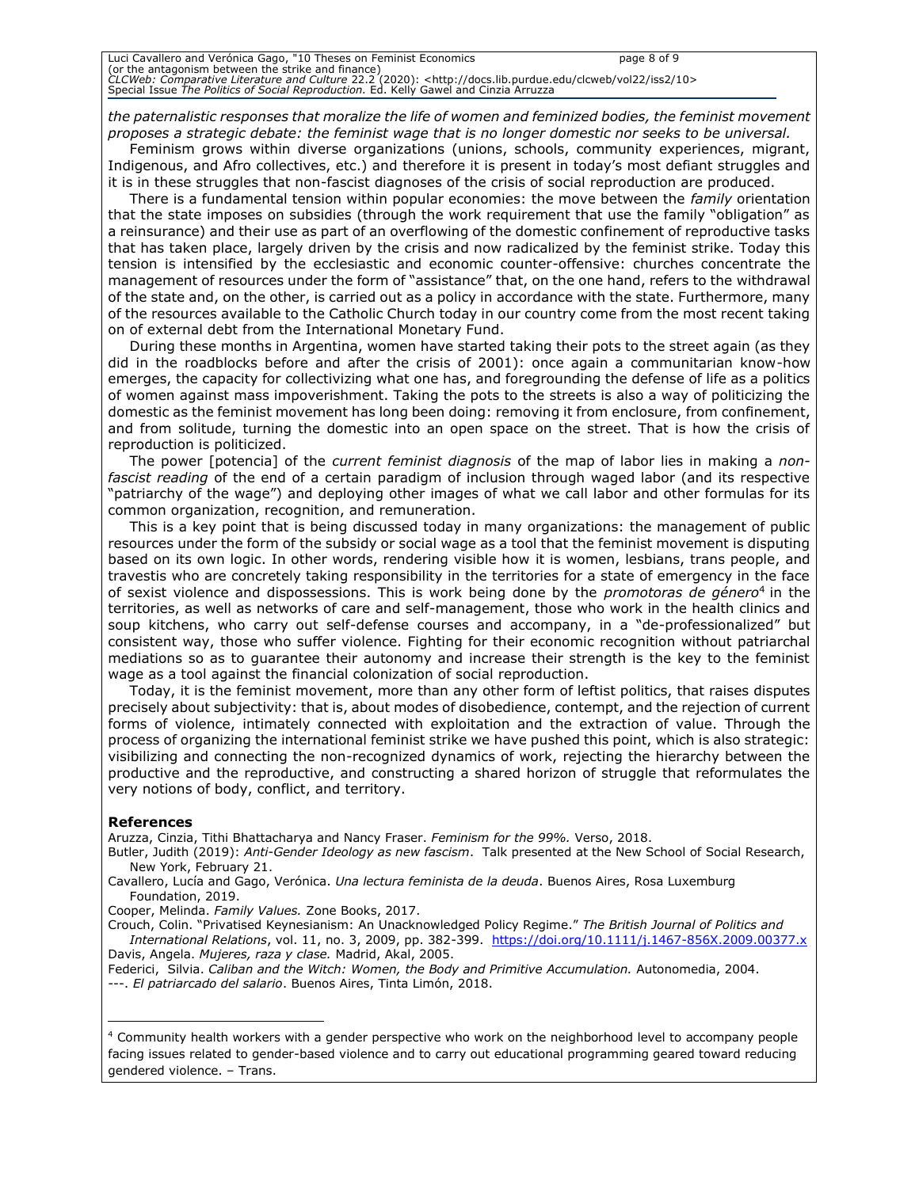*the paternalistic responses that moralize the life of women and feminized bodies, the feminist movement proposes a strategic debate: the feminist wage that is no longer domestic nor seeks to be universal.*

Feminism grows within diverse organizations (unions, schools, community experiences, migrant, Indigenous, and Afro collectives, etc.) and therefore it is present in today's most defiant struggles and it is in these struggles that non-fascist diagnoses of the crisis of social reproduction are produced.

There is a fundamental tension within popular economies: the move between the *family* orientation that the state imposes on subsidies (through the work requirement that use the family "obligation" as a reinsurance) and their use as part of an overflowing of the domestic confinement of reproductive tasks that has taken place, largely driven by the crisis and now radicalized by the feminist strike. Today this tension is intensified by the ecclesiastic and economic counter-offensive: churches concentrate the management of resources under the form of "assistance" that, on the one hand, refers to the withdrawal of the state and, on the other, is carried out as a policy in accordance with the state. Furthermore, many of the resources available to the Catholic Church today in our country come from the most recent taking on of external debt from the International Monetary Fund.

During these months in Argentina, women have started taking their pots to the street again (as they did in the roadblocks before and after the crisis of 2001): once again a communitarian know-how emerges, the capacity for collectivizing what one has, and foregrounding the defense of life as a politics of women against mass impoverishment. Taking the pots to the streets is also a way of politicizing the domestic as the feminist movement has long been doing: removing it from enclosure, from confinement, and from solitude, turning the domestic into an open space on the street. That is how the crisis of reproduction is politicized.

The power [potencia] of the *current feminist diagnosis* of the map of labor lies in making a *non-fascist reading* of the end of a certain paradigm of inclusion through waged labor (and its respective "patriarchy of the wage") and deploying other images of what we call labor and other formulas for its common organization, recognition, and remuneration.

This is a key point that is being discussed today in many organizations: the management of public resources under the form of the subsidy or social wage as a tool that the feminist movement is disputing based on its own logic. In other words, rendering visible how it is women, lesbians, trans people, and travestis who are concretely taking responsibility in the territories for a state of emergency in the face of sexist violence and dispossessions. This is work being done by the *promotoras de género*[4] in the territories, as well as networks of care and self-management, those who work in the health clinics and soup kitchens, who carry out self-defense courses and accompany, in a "de-professionalized" but consistent way, those who suffer violence. Fighting for their economic recognition without patriarchal mediations so as to guarantee their autonomy and increase their strength is the key to the feminist wage as a tool against the financial colonization of social reproduction.

Today, it is the feminist movement, more than any other form of leftist politics, that raises disputes precisely about subjectivity: that is, about modes of disobedience, contempt, and the rejection of current forms of violence, intimately connected with exploitation and the extraction of value. Through the process of organizing the international feminist strike we have pushed this point, which is also strategic: visibilizing and connecting the non-recognized dynamics of work, rejecting the hierarchy between the productive and the reproductive, and constructing a shared horizon of struggle that reformulates the very notions of body, conflict, and territory.

## References

Aruzza, Cinzia, Tithi Bhattacharya and Nancy Fraser. *Feminism for the 99%.* Verso, 2018.

Butler, Judith (2019): *Anti-Gender Ideology as new fascism*. Talk presented at the New School of Social Research, New York, February 21.

Cavallero, Lucía and Gago, Verónica. *Una lectura feminista de la deuda*. Buenos Aires, Rosa Luxemburg Foundation, 2019.

Cooper, Melinda. *Family Values.* Zone Books, 2017.

Crouch, Colin. "Privatised Keynesianism: An Unacknowledged Policy Regime." *The British Journal of Politics and International Relations*, vol. 11, no. 3, 2009, pp. 382-399. https://doi.org/10.1111/j.1467-856X.2009.00377.x

Davis, Angela. *Mujeres, raza y clase.* Madrid, Akal, 2005.

Federici, Silvia. *Caliban and the Witch: Women, the Body and Primitive Accumulation.* Autonomedia, 2004.

---. *El patriarcado del salario*. Buenos Aires, Tinta Limón, 2018.

---

[4] Community health workers with a gender perspective who work on the neighborhood level to accompany people facing issues related to gender-based violence and to carry out educational programming geared toward reducing gendered violence. – Trans.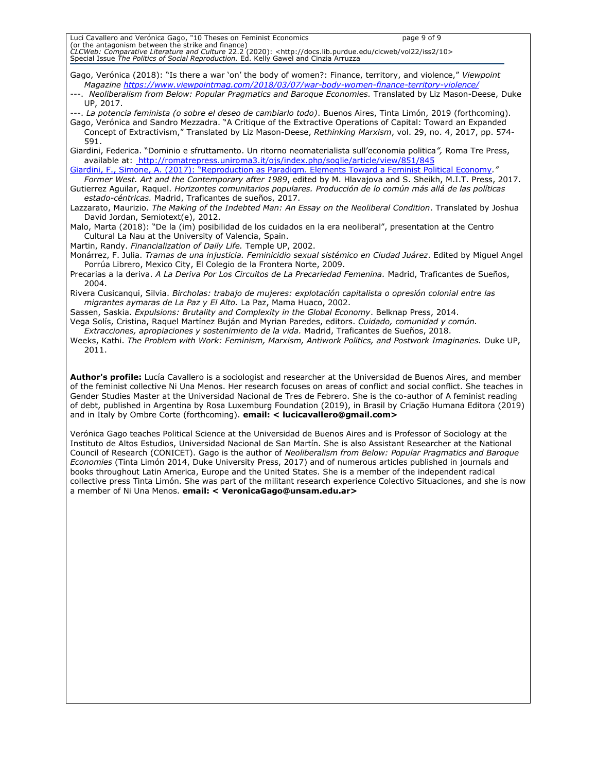Gago, Verónica (2018): "Is there a war 'on' the body of women?: Finance, territory, and violence," *Viewpoint Magazine* *https://www.viewpointmag.com/2018/03/07/war-body-women-finance-territory-violence/*

---. *Neoliberalism from Below: Popular Pragmatics and Baroque Economies.* Translated by Liz Mason-Deese, Duke UP, 2017.

---. *La potencia feminista (o sobre el deseo de cambiarlo todo)*. Buenos Aires, Tinta Limón, 2019 (forthcoming).

Gago, Verónica and Sandro Mezzadra. "A Critique of the Extractive Operations of Capital: Toward an Expanded Concept of Extractivism," Translated by Liz Mason-Deese, *Rethinking Marxism*, vol. 29, no. 4, 2017, pp. 574-591.

Giardini, Federica. "Dominio e sfruttamento. Un ritorno neomaterialista sull'economia politica*",* Roma Tre Press, available at: http://romatrepress.uniroma3.it/ojs/index.php/soglie/article/view/851/845

Giardini, F., Simone, A. (2017): "Reproduction as Paradigm. Elements Toward a Feminist Political Economy.*"* *Former West. Art and the Contemporary after 1989*, edited by M. Hlavajova and S. Sheikh, M.I.T. Press, 2017.

Gutierrez Aguilar, Raquel. *Horizontes comunitarios populares. Producción de lo común más allá de las políticas estado-céntricas.* Madrid, Traficantes de sueños, 2017.

Lazzarato, Maurizio. *The Making of the Indebted Man: An Essay on the Neoliberal Condition*. Translated by Joshua David Jordan, Semiotext(e), 2012.

Malo, Marta (2018): "De la (im) posibilidad de los cuidados en la era neoliberal", presentation at the Centro Cultural La Nau at the University of Valencia, Spain.

Martin, Randy. *Financialization of Daily Life.* Temple UP, 2002.

Monárrez, F. Julia. *Tramas de una injusticia. Feminicidio sexual sistémico en Ciudad Juárez*. Edited by Miguel Angel Porrúa Librero, Mexico City, El Colegio de la Frontera Norte, 2009.

Precarias a la deriva. *A La Deriva Por Los Circuitos de La Precariedad Femenina.* Madrid, Traficantes de Sueños, 2004.

Rivera Cusicanqui, Silvia. *Bircholas: trabajo de mujeres: explotación capitalista o opresión colonial entre las migrantes aymaras de La Paz y El Alto.* La Paz, Mama Huaco, 2002.

Sassen, Saskia. *Expulsions: Brutality and Complexity in the Global Economy*. Belknap Press, 2014.

Vega Solís, Cristina, Raquel Martínez Buján and Myrian Paredes, editors. *Cuidado, comunidad y común. Extracciones, apropiaciones y sostenimiento de la vida.* Madrid, Traficantes de Sueños, 2018.

Weeks, Kathi. *The Problem with Work: Feminism, Marxism, Antiwork Politics, and Postwork Imaginaries.* Duke UP, 2011.

**Author's profile:** Lucía Cavallero is a sociologist and researcher at the Universidad de Buenos Aires, and member of the feminist collective Ni Una Menos. Her research focuses on areas of conflict and social conflict. She teaches in Gender Studies Master at the Universidad Nacional de Tres de Febrero. She is the co-author of A feminist reading of debt, published in Argentina by Rosa Luxemburg Foundation (2019), in Brasil by Criação Humana Editora (2019) and in Italy by Ombre Corte (forthcoming). **email: < lucicavallero@gmail.com>**

Verónica Gago teaches Political Science at the Universidad de Buenos Aires and is Professor of Sociology at the Instituto de Altos Estudios, Universidad Nacional de San Martín. She is also Assistant Researcher at the National Council of Research (CONICET). Gago is the author of *Neoliberalism from Below: Popular Pragmatics and Baroque Economies* (Tinta Limón 2014, Duke University Press, 2017) and of numerous articles published in journals and books throughout Latin America, Europe and the United States. She is a member of the independent radical collective press Tinta Limón. She was part of the militant research experience Colectivo Situaciones, and she is now a member of Ni Una Menos. **email: < VeronicaGago@unsam.edu.ar>**